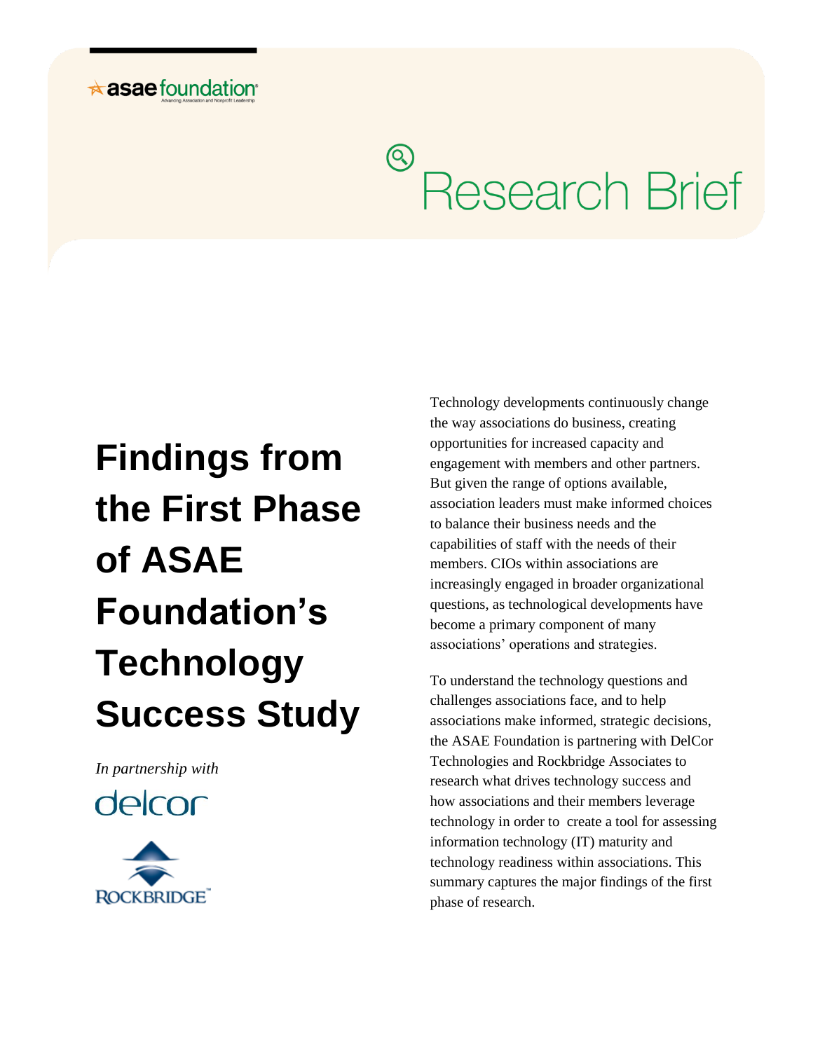asae foundation

Advancing Association and Nonprofit Leadership

# Research Brief

# Findings from the First Phase of ASAE Foundation's Technology Success Study

*In partnership with*

delcor

ROCKBRIDGE

Technology developments continuously change the way associations do business, creating opportunities for increased capacity and engagement with members and other partners. But given the range of options available, association leaders must make informed choices to balance their business needs and the capabilities of staff with the needs of their members. CIOs within associations are increasingly engaged in broader organizational questions, as technological developments have become a primary component of many associations' operations and strategies.

To understand the technology questions and challenges associations face, and to help associations make informed, strategic decisions, the ASAE Foundation is partnering with DelCor Technologies and Rockbridge Associates to research what drives technology success and how associations and their members leverage technology in order to create a tool for assessing information technology (IT) maturity and technology readiness within associations. This summary captures the major findings of the first phase of research.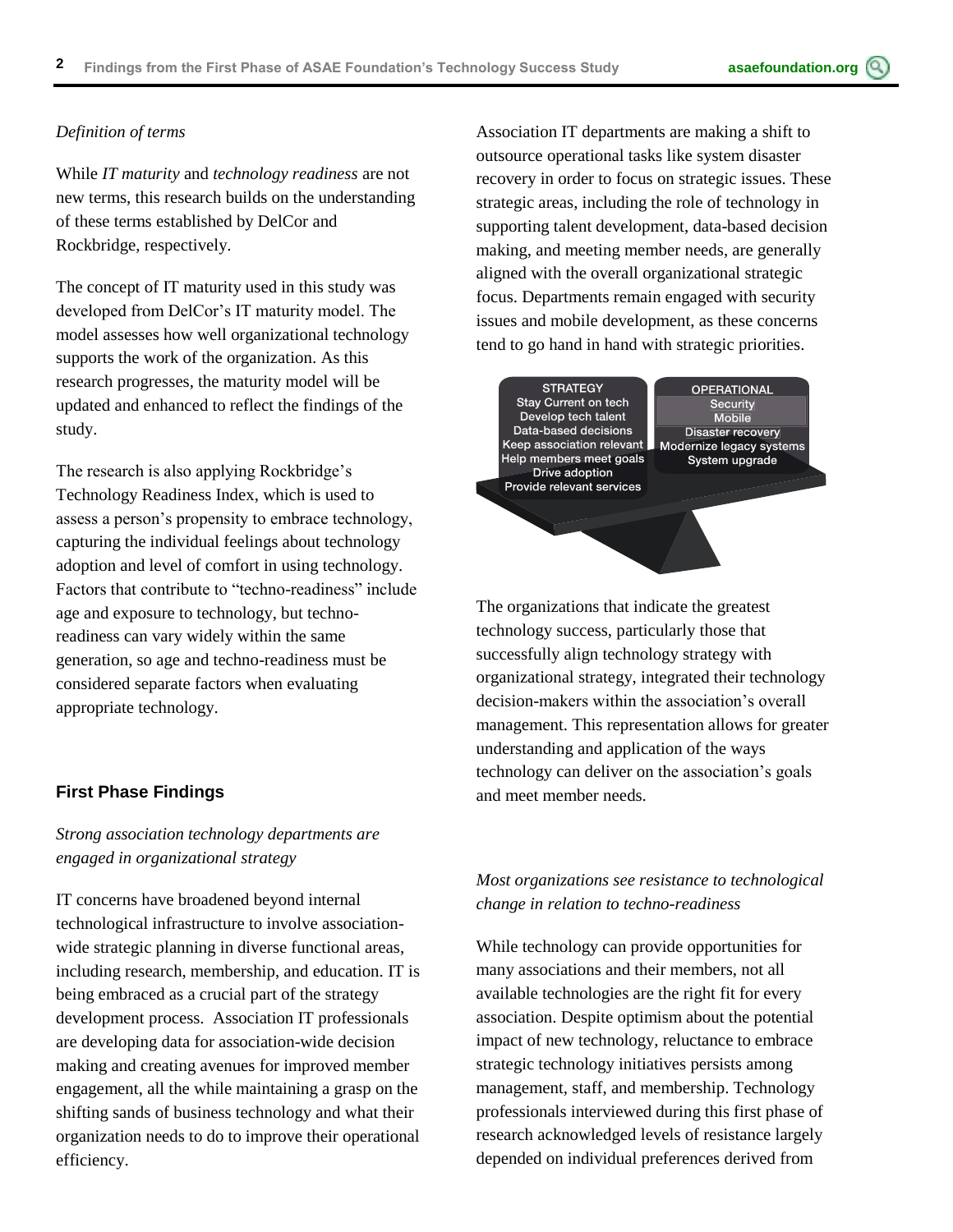*Definition of terms*

While *IT maturity* and *technology readiness* are not new terms, this research builds on the understanding of these terms established by DelCor and Rockbridge, respectively.

The concept of IT maturity used in this study was developed from DelCor's IT maturity model. The model assesses how well organizational technology supports the work of the organization. As this research progresses, the maturity model will be updated and enhanced to reflect the findings of the study.

The research is also applying Rockbridge's Technology Readiness Index, which is used to assess a person's propensity to embrace technology, capturing the individual feelings about technology adoption and level of comfort in using technology. Factors that contribute to "techno-readiness" include age and exposure to technology, but techno-readiness can vary widely within the same generation, so age and techno-readiness must be considered separate factors when evaluating appropriate technology.

## First Phase Findings

*Strong association technology departments are engaged in organizational strategy*

IT concerns have broadened beyond internal technological infrastructure to involve association-wide strategic planning in diverse functional areas, including research, membership, and education. IT is being embraced as a crucial part of the strategy development process. Association IT professionals are developing data for association-wide decision making and creating avenues for improved member engagement, all the while maintaining a grasp on the shifting sands of business technology and what their organization needs to do to improve their operational efficiency.

Association IT departments are making a shift to outsource operational tasks like system disaster recovery in order to focus on strategic issues. These strategic areas, including the role of technology in supporting talent development, data-based decision making, and meeting member needs, are generally aligned with the overall organizational strategic focus. Departments remain engaged with security issues and mobile development, as these concerns tend to go hand in hand with strategic priorities.

| STRATEGY | OPERATIONAL |
| --- | --- |
| Stay Current on tech | Security |
| Develop tech talent | Mobile |
| Data-based decisions | Disaster recovery |
| Keep association relevant | Modernize legacy systems |
| Help members meet goals | System upgrade |
| Drive adoption | |
| Provide relevant services | |

The organizations that indicate the greatest technology success, particularly those that successfully align technology strategy with organizational strategy, integrated their technology decision-makers within the association's overall management. This representation allows for greater understanding and application of the ways technology can deliver on the association's goals and meet member needs.

*Most organizations see resistance to technological change in relation to techno-readiness*

While technology can provide opportunities for many associations and their members, not all available technologies are the right fit for every association. Despite optimism about the potential impact of new technology, reluctance to embrace strategic technology initiatives persists among management, staff, and membership. Technology professionals interviewed during this first phase of research acknowledged levels of resistance largely depended on individual preferences derived from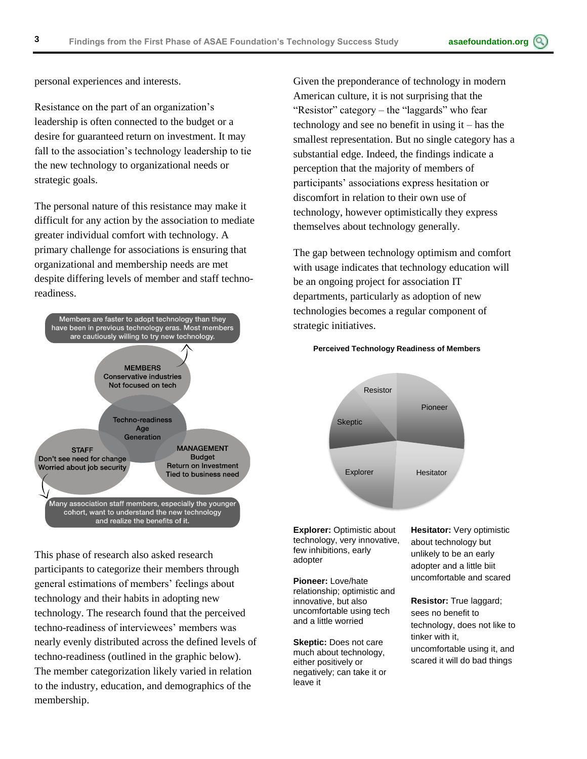personal experiences and interests.

Resistance on the part of an organization's leadership is often connected to the budget or a desire for guaranteed return on investment. It may fall to the association's technology leadership to tie the new technology to organizational needs or strategic goals.

The personal nature of this resistance may make it difficult for any action by the association to mediate greater individual comfort with technology. A primary challenge for associations is ensuring that organizational and membership needs are met despite differing levels of member and staff techno-readiness.

Members are faster to adopt technology than they have been in previous technology eras. Most members are cautiously willing to try new technology.

MEMBERS
Conservative industries
Not focused on tech

Techno-readiness
Age
Generation

STAFF
Don't see need for change
Worried about job security

MANAGEMENT
Budget
Return on Investment
Tied to business need

Many association staff members, especially the younger cohort, want to understand the new technology and realize the benefits of it.

This phase of research also asked research participants to categorize their members through general estimations of members' feelings about technology and their habits in adopting new technology. The research found that the perceived techno-readiness of interviewees' members was nearly evenly distributed across the defined levels of techno-readiness (outlined in the graphic below). The member categorization likely varied in relation to the industry, education, and demographics of the membership.

Given the preponderance of technology in modern American culture, it is not surprising that the "Resistor" category – the "laggards" who fear technology and see no benefit in using it – has the smallest representation. But no single category has a substantial edge. Indeed, the findings indicate a perception that the majority of members of participants' associations express hesitation or discomfort in relation to their own use of technology, however optimistically they express themselves about technology generally.

The gap between technology optimism and comfort with usage indicates that technology education will be an ongoing project for association IT departments, particularly as adoption of new technologies becomes a regular component of strategic initiatives.

**Perceived Technology Readiness of Members**

Resistor
Pioneer
Skeptic
Explorer
Hesitator

**Explorer:** Optimistic about technology, very innovative, few inhibitions, early adopter

**Pioneer:** Love/hate relationship; optimistic and innovative, but also uncomfortable using tech and a little worried

**Skeptic:** Does not care much about technology, either positively or negatively; can take it or leave it

**Hesitator:** Very optimistic about technology but unlikely to be an early adopter and a little biit uncomfortable and scared

**Resistor:** True laggard; sees no benefit to technology, does not like to tinker with it, uncomfortable using it, and scared it will do bad things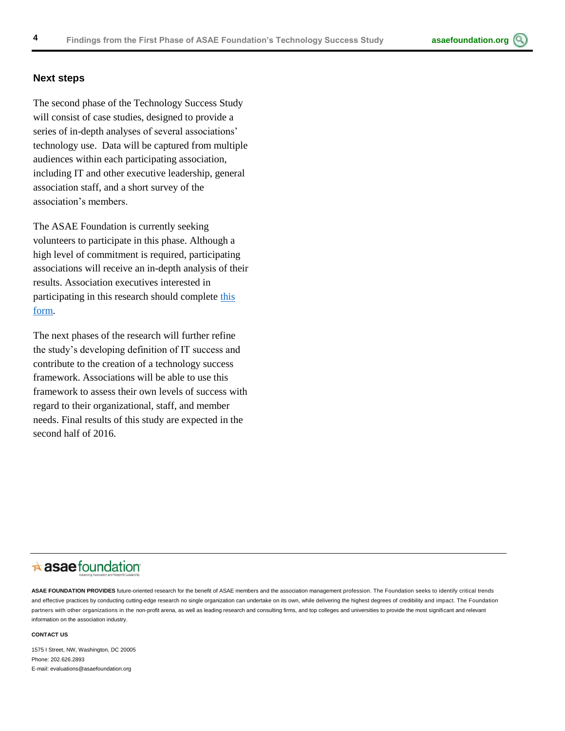## Next steps

The second phase of the Technology Success Study will consist of case studies, designed to provide a series of in-depth analyses of several associations' technology use. Data will be captured from multiple audiences within each participating association, including IT and other executive leadership, general association staff, and a short survey of the association's members.

The ASAE Foundation is currently seeking volunteers to participate in this phase. Although a high level of commitment is required, participating associations will receive an in-depth analysis of their results. Association executives interested in participating in this research should complete this form.

The next phases of the research will further refine the study's developing definition of IT success and contribute to the creation of a technology success framework. Associations will be able to use this framework to assess their own levels of success with regard to their organizational, staff, and member needs. Final results of this study are expected in the second half of 2016.

asaefoundation

Advancing Association and Nonprofit Leadership.

**ASAE FOUNDATION PROVIDES** future-oriented research for the benefit of ASAE members and the association management profession. The Foundation seeks to identify critical trends and effective practices by conducting cutting-edge research no single organization can undertake on its own, while delivering the highest degrees of credibility and impact. The Foundation partners with other organizations in the non-profit arena, as well as leading research and consulting firms, and top colleges and universities to provide the most significant and relevant information on the association industry.

**CONTACT US**

1575 I Street, NW, Washington, DC 20005
Phone: 202.626.2893
E-mail: evaluations@asaefoundation.org